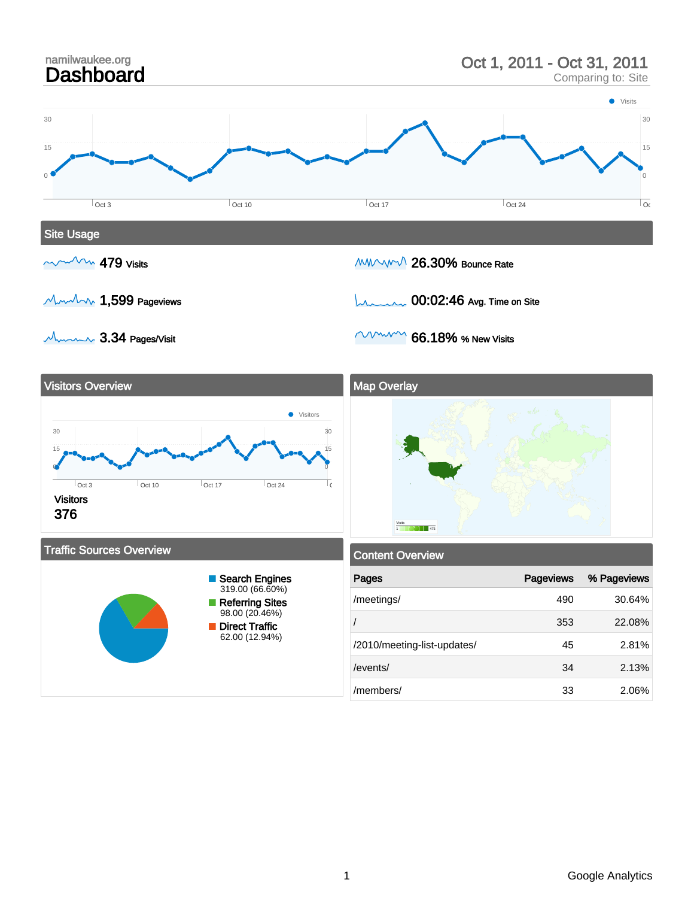namilwaukee.org

# Dashboard

Oct 1, 2011 - Oct 31, 2011

Comparing to: Site

## Site Usage

479 Visits

26.30% Bounce Rate

1,599 Pageviews

00:02:46 Avg. Time on Site

3.34 Pages/Visit

66.18% % New Visits

## Visitors Overview

Visitors

376

## Map Overlay

## Traffic Sources Overview

- Search Engines 319.00 (66.60%)
- Referring Sites 98.00 (20.46%)
- Direct Traffic 62.00 (12.94%)

## Content Overview

| Pages | Pageviews | % Pageviews |
|---|---|---|
| /meetings/ | 490 | 30.64% |
| / | 353 | 22.08% |
| /2010/meeting-list-updates/ | 45 | 2.81% |
| /events/ | 34 | 2.13% |
| /members/ | 33 | 2.06% |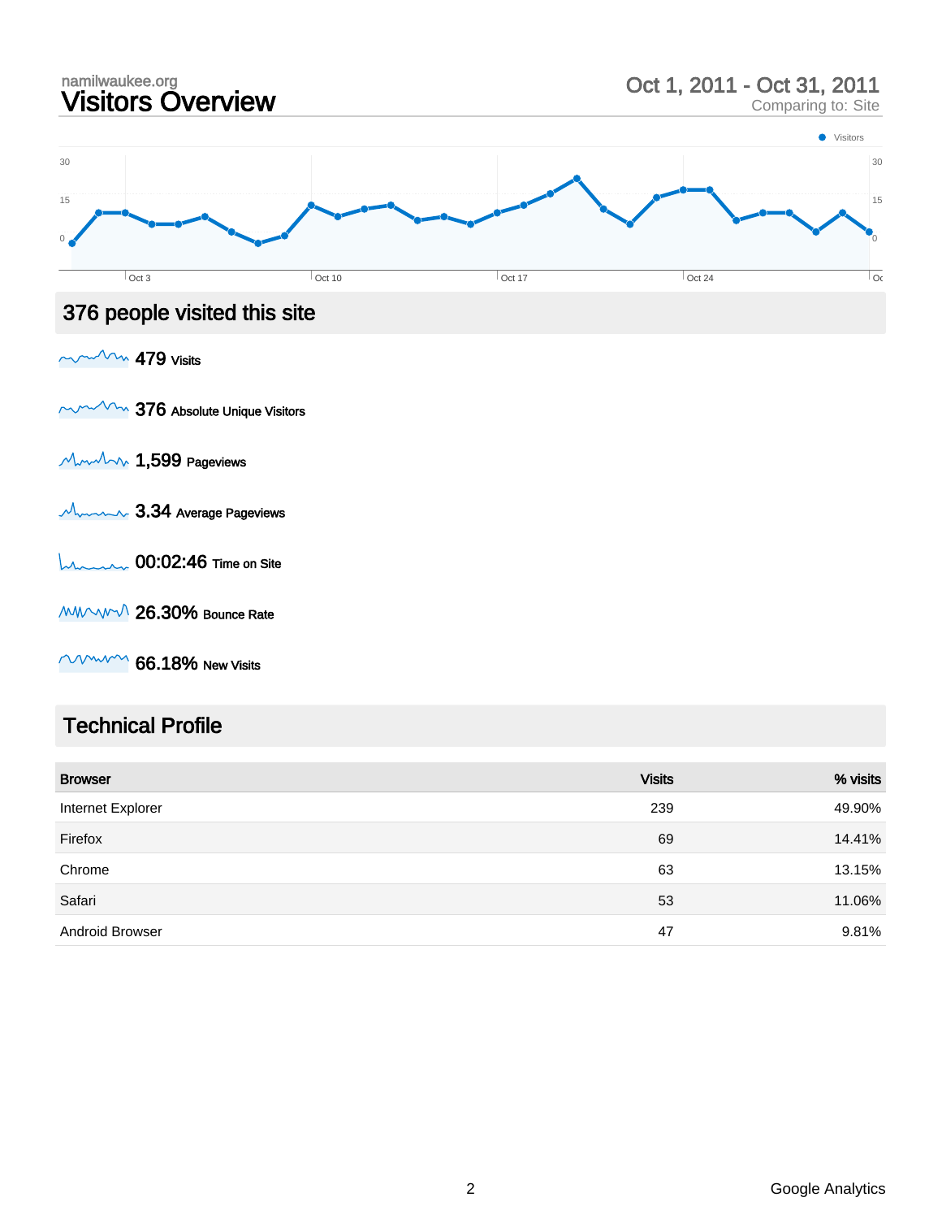namilwaukee.org

# Visitors Overview

Oct 1, 2011 - Oct 31, 2011
Comparing to: Site

## 376 people visited this site

**479** Visits

**376** Absolute Unique Visitors

**1,599** Pageviews

**3.34** Average Pageviews

**00:02:46** Time on Site

**26.30%** Bounce Rate

**66.18%** New Visits

## Technical Profile

| Browser | Visits | % visits |
| --- | --- | --- |
| Internet Explorer | 239 | 49.90% |
| Firefox | 69 | 14.41% |
| Chrome | 63 | 13.15% |
| Safari | 53 | 11.06% |
| Android Browser | 47 | 9.81% |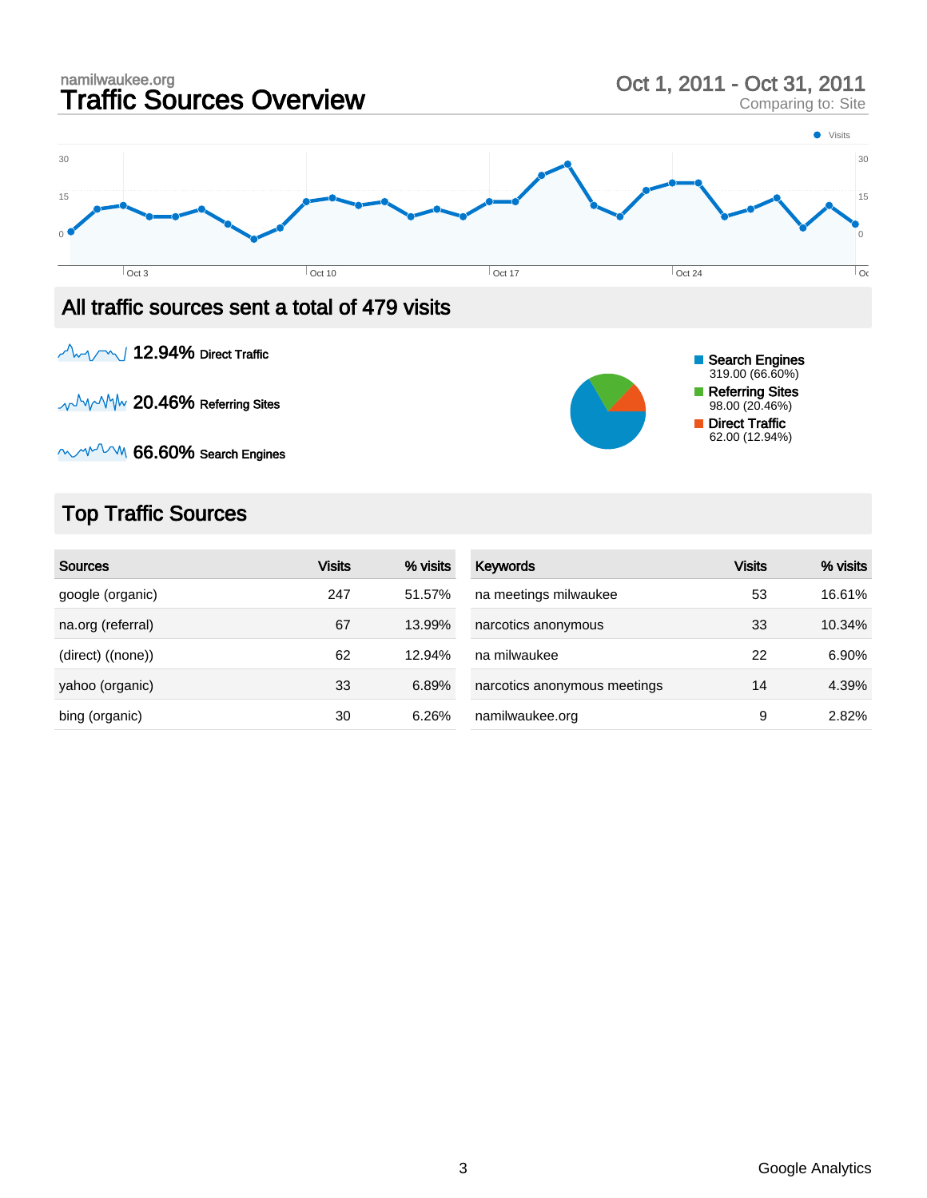namilwaukee.org

# Traffic Sources Overview

Oct 1, 2011 - Oct 31, 2011
Comparing to: Site

## All traffic sources sent a total of 479 visits

12.94% Direct Traffic

20.46% Referring Sites

66.60% Search Engines

- Search Engines: 319.00 (66.60%)
- Referring Sites: 98.00 (20.46%)
- Direct Traffic: 62.00 (12.94%)

## Top Traffic Sources

| Sources | Visits | % visits |
|---|---|---|
| google (organic) | 247 | 51.57% |
| na.org (referral) | 67 | 13.99% |
| (direct) ((none)) | 62 | 12.94% |
| yahoo (organic) | 33 | 6.89% |
| bing (organic) | 30 | 6.26% |

| Keywords | Visits | % visits |
|---|---|---|
| na meetings milwaukee | 53 | 16.61% |
| narcotics anonymous | 33 | 10.34% |
| na milwaukee | 22 | 6.90% |
| narcotics anonymous meetings | 14 | 4.39% |
| namilwaukee.org | 9 | 2.82% |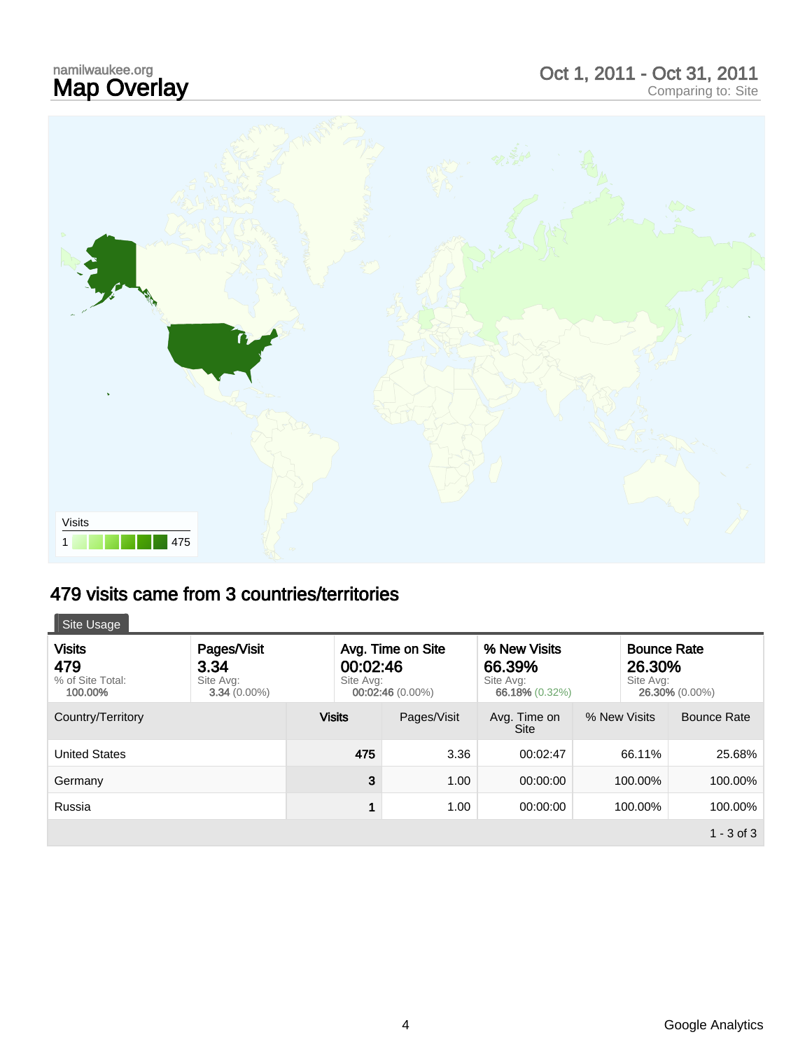namilwaukee.org

# Map Overlay

Oct 1, 2011 - Oct 31, 2011
Comparing to: Site

Visits
1 475

## 479 visits came from 3 countries/territories

Site Usage

| Visits | Pages/Visit | Avg. Time on Site | % New Visits | Bounce Rate |
|---|---|---|---|---|
| **479** | **3.34** | **00:02:46** | **66.39%** | **26.30%** |
| % of Site Total: **100.00%** | Site Avg: **3.34** (0.00%) | Site Avg: **00:02:46** (0.00%) | Site Avg: **66.18%** (0.32%) | Site Avg: **26.30%** (0.00%) |

| Country/Territory | Visits | Pages/Visit | Avg. Time on Site | % New Visits | Bounce Rate |
|---|---|---|---|---|---|
| United States | 475 | 3.36 | 00:02:47 | 66.11% | 25.68% |
| Germany | 3 | 1.00 | 00:00:00 | 100.00% | 100.00% |
| Russia | 1 | 1.00 | 00:00:00 | 100.00% | 100.00% |

1 - 3 of 3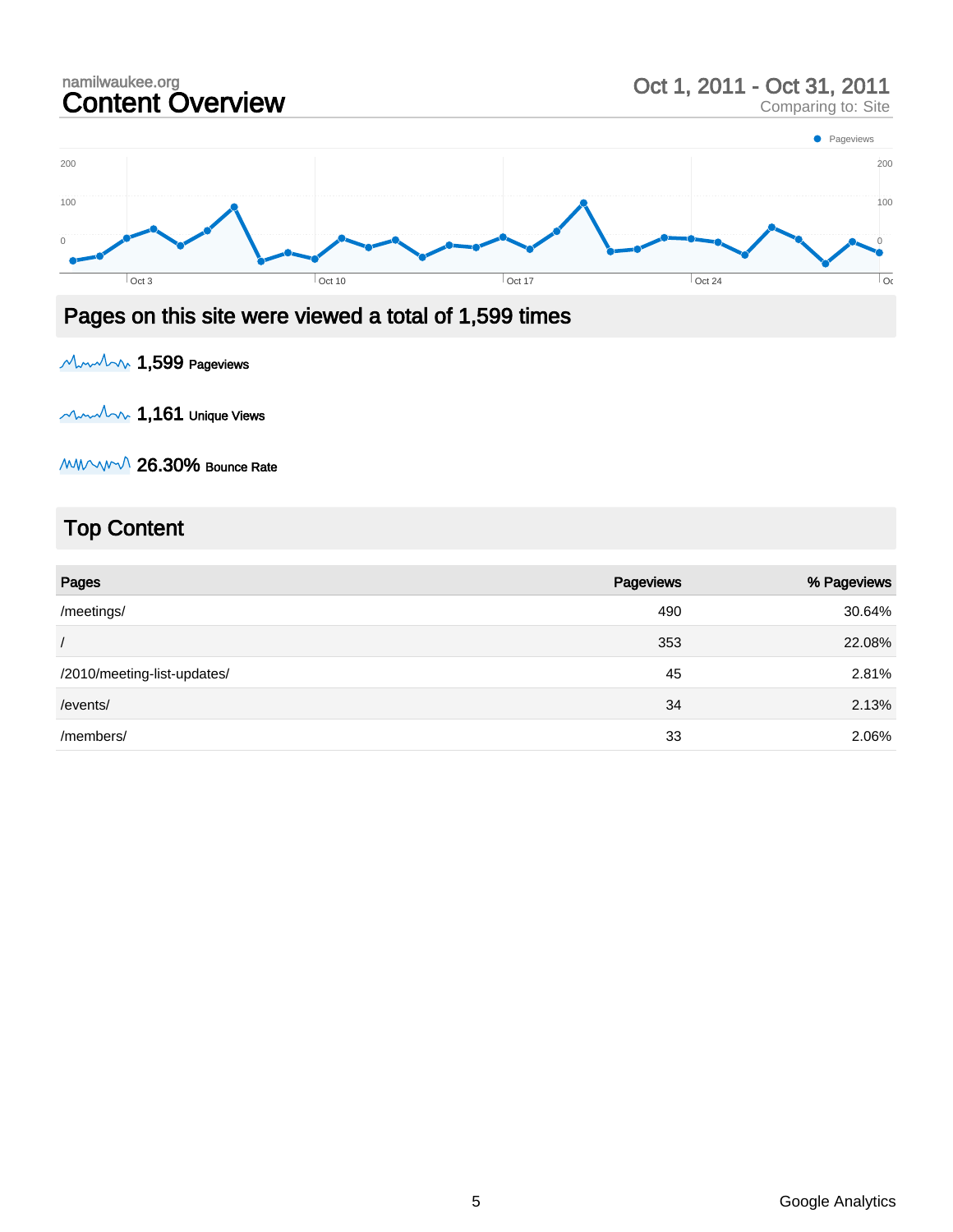namilwaukee.org

# Content Overview

Oct 1, 2011 - Oct 31, 2011
Comparing to: Site

Pageviews

200
100
0

200
100
0

Oct 3
Oct 10
Oct 17
Oct 24
Oc

## Pages on this site were viewed a total of 1,599 times

**1,599** Pageviews

**1,161** Unique Views

**26.30%** Bounce Rate

## Top Content

| Pages | Pageviews | % Pageviews |
|---|---|---|
| /meetings/ | 490 | 30.64% |
| / | 353 | 22.08% |
| /2010/meeting-list-updates/ | 45 | 2.81% |
| /events/ | 34 | 2.13% |
| /members/ | 33 | 2.06% |

Google Analytics